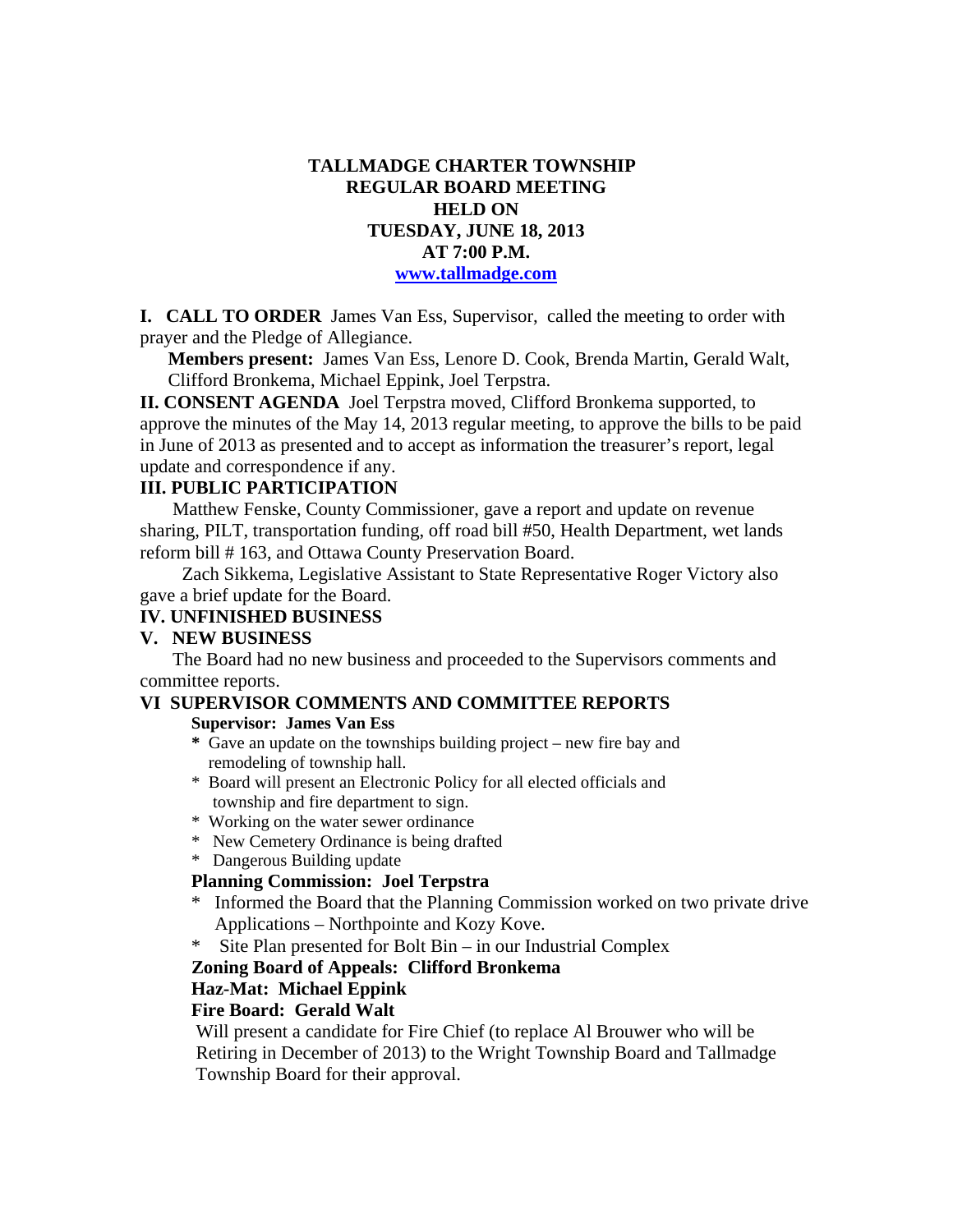# TALLMADGE CHARTER TOWNSHIP
# REGULAR BOARD MEETING
# HELD ON
# TUESDAY, JUNE 18, 2013
# AT 7:00 P.M.

[www.tallmadge.com](http://www.tallmadge.com)

**I. CALL TO ORDER** James Van Ess, Supervisor, called the meeting to order with prayer and the Pledge of Allegiance.

**Members present:** James Van Ess, Lenore D. Cook, Brenda Martin, Gerald Walt, Clifford Bronkema, Michael Eppink, Joel Terpstra.

**II. CONSENT AGENDA** Joel Terpstra moved, Clifford Bronkema supported, to approve the minutes of the May 14, 2013 regular meeting, to approve the bills to be paid in June of 2013 as presented and to accept as information the treasurer's report, legal update and correspondence if any.

**III. PUBLIC PARTICIPATION**

Matthew Fenske, County Commissioner, gave a report and update on revenue sharing, PILT, transportation funding, off road bill #50, Health Department, wet lands reform bill # 163, and Ottawa County Preservation Board.

Zach Sikkema, Legislative Assistant to State Representative Roger Victory also gave a brief update for the Board.

**IV. UNFINISHED BUSINESS**

**V. NEW BUSINESS**

The Board had no new business and proceeded to the Supervisors comments and committee reports.

**VI SUPERVISOR COMMENTS AND COMMITTEE REPORTS**

**Supervisor: James Van Ess**

- Gave an update on the townships building project – new fire bay and remodeling of township hall.
- Board will present an Electronic Policy for all elected officials and township and fire department to sign.
- Working on the water sewer ordinance
- New Cemetery Ordinance is being drafted
- Dangerous Building update

**Planning Commission: Joel Terpstra**

- Informed the Board that the Planning Commission worked on two private drive Applications – Northpointe and Kozy Kove.
- Site Plan presented for Bolt Bin – in our Industrial Complex

**Zoning Board of Appeals: Clifford Bronkema**

**Haz-Mat: Michael Eppink**

**Fire Board: Gerald Walt**

Will present a candidate for Fire Chief (to replace Al Brouwer who will be Retiring in December of 2013) to the Wright Township Board and Tallmadge Township Board for their approval.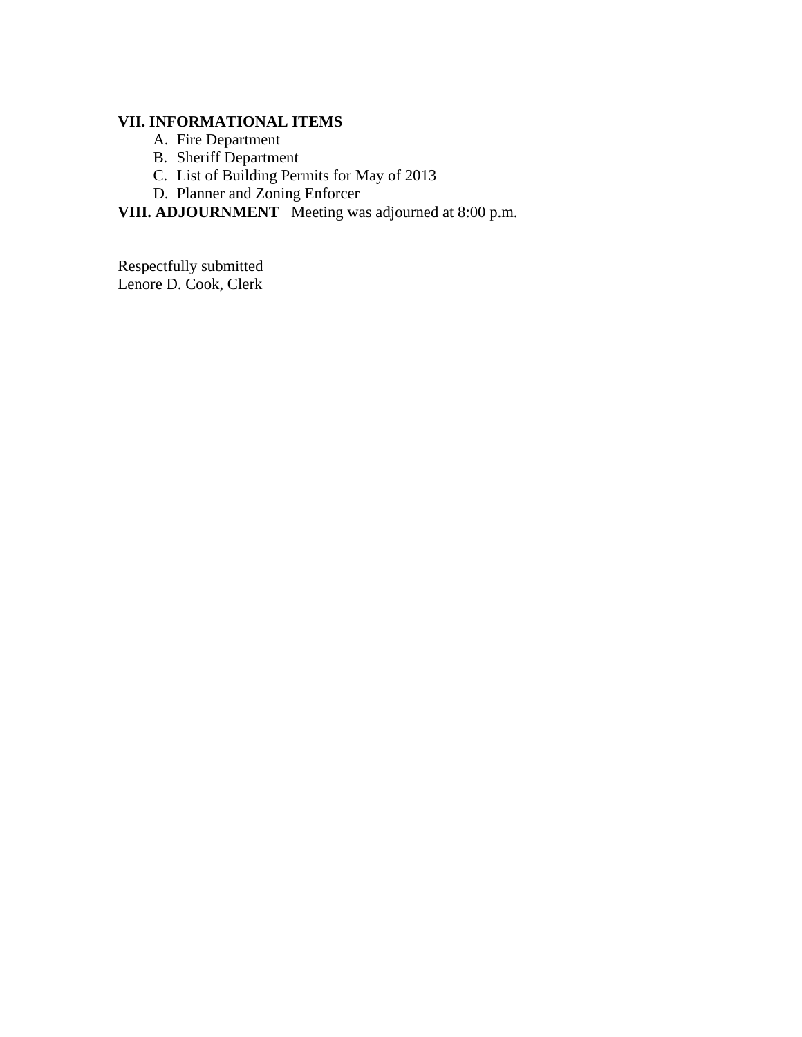**VII. INFORMATIONAL ITEMS**

A. Fire Department
B. Sheriff Department
C. List of Building Permits for May of 2013
D. Planner and Zoning Enforcer

**VIII. ADJOURNMENT** Meeting was adjourned at 8:00 p.m.

Respectfully submitted
Lenore D. Cook, Clerk